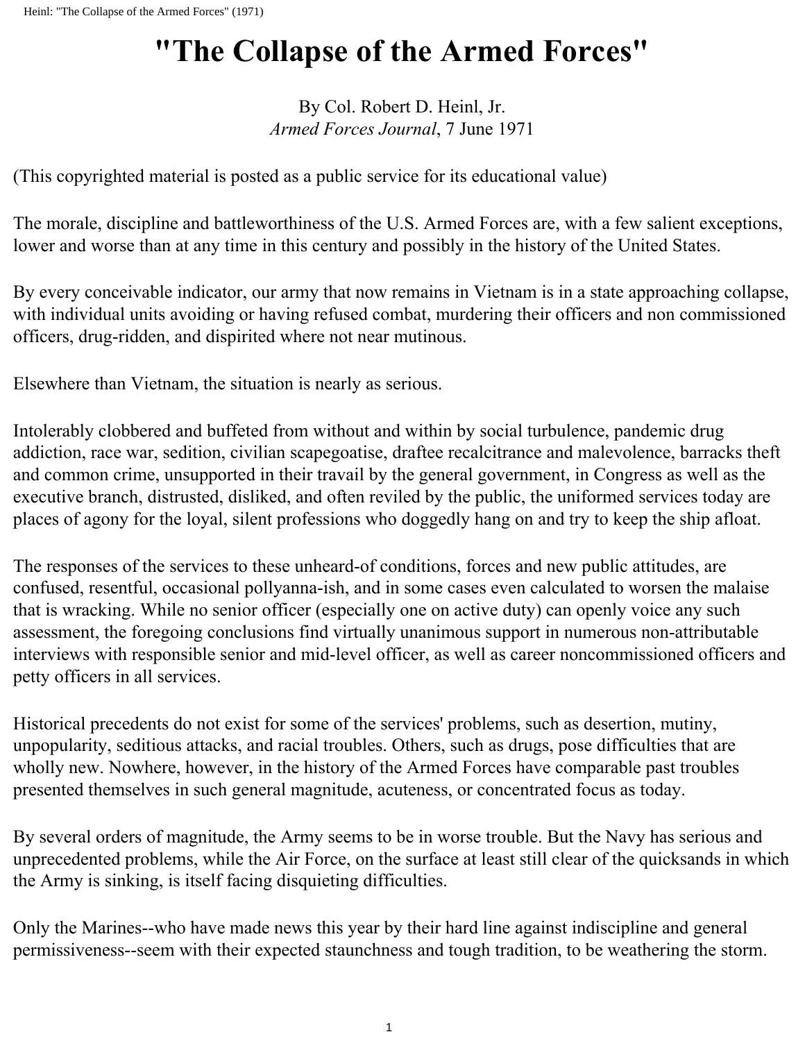# "The Collapse of the Armed Forces"

By Col. Robert D. Heinl, Jr.
*Armed Forces Journal*, 7 June 1971

(This copyrighted material is posted as a public service for its educational value)

The morale, discipline and battleworthiness of the U.S. Armed Forces are, with a few salient exceptions, lower and worse than at any time in this century and possibly in the history of the United States.

By every conceivable indicator, our army that now remains in Vietnam is in a state approaching collapse, with individual units avoiding or having refused combat, murdering their officers and non commissioned officers, drug-ridden, and dispirited where not near mutinous.

Elsewhere than Vietnam, the situation is nearly as serious.

Intolerably clobbered and buffeted from without and within by social turbulence, pandemic drug addiction, race war, sedition, civilian scapegoatise, draftee recalcitrance and malevolence, barracks theft and common crime, unsupported in their travail by the general government, in Congress as well as the executive branch, distrusted, disliked, and often reviled by the public, the uniformed services today are places of agony for the loyal, silent professions who doggedly hang on and try to keep the ship afloat.

The responses of the services to these unheard-of conditions, forces and new public attitudes, are confused, resentful, occasional pollyanna-ish, and in some cases even calculated to worsen the malaise that is wracking. While no senior officer (especially one on active duty) can openly voice any such assessment, the foregoing conclusions find virtually unanimous support in numerous non-attributable interviews with responsible senior and mid-level officer, as well as career noncommissioned officers and petty officers in all services.

Historical precedents do not exist for some of the services' problems, such as desertion, mutiny, unpopularity, seditious attacks, and racial troubles. Others, such as drugs, pose difficulties that are wholly new. Nowhere, however, in the history of the Armed Forces have comparable past troubles presented themselves in such general magnitude, acuteness, or concentrated focus as today.

By several orders of magnitude, the Army seems to be in worse trouble. But the Navy has serious and unprecedented problems, while the Air Force, on the surface at least still clear of the quicksands in which the Army is sinking, is itself facing disquieting difficulties.

Only the Marines--who have made news this year by their hard line against indiscipline and general permissiveness--seem with their expected staunchness and tough tradition, to be weathering the storm.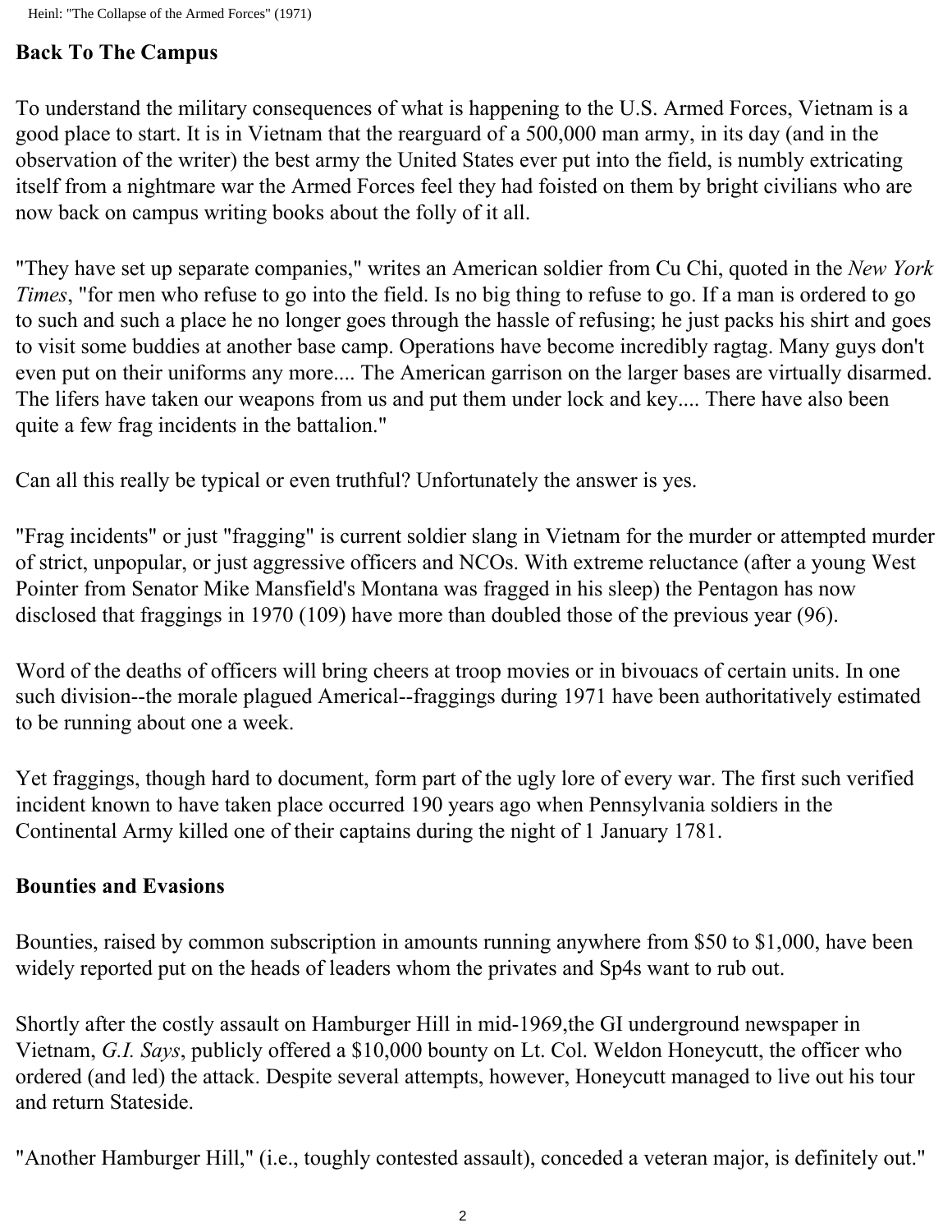## Back To The Campus

To understand the military consequences of what is happening to the U.S. Armed Forces, Vietnam is a good place to start. It is in Vietnam that the rearguard of a 500,000 man army, in its day (and in the observation of the writer) the best army the United States ever put into the field, is numbly extricating itself from a nightmare war the Armed Forces feel they had foisted on them by bright civilians who are now back on campus writing books about the folly of it all.

"They have set up separate companies," writes an American soldier from Cu Chi, quoted in the *New York Times*, "for men who refuse to go into the field. Is no big thing to refuse to go. If a man is ordered to go to such and such a place he no longer goes through the hassle of refusing; he just packs his shirt and goes to visit some buddies at another base camp. Operations have become incredibly ragtag. Many guys don't even put on their uniforms any more.... The American garrison on the larger bases are virtually disarmed. The lifers have taken our weapons from us and put them under lock and key.... There have also been quite a few frag incidents in the battalion."

Can all this really be typical or even truthful? Unfortunately the answer is yes.

"Frag incidents" or just "fragging" is current soldier slang in Vietnam for the murder or attempted murder of strict, unpopular, or just aggressive officers and NCOs. With extreme reluctance (after a young West Pointer from Senator Mike Mansfield's Montana was fragged in his sleep) the Pentagon has now disclosed that fraggings in 1970 (109) have more than doubled those of the previous year (96).

Word of the deaths of officers will bring cheers at troop movies or in bivouacs of certain units. In one such division--the morale plagued Americal--fraggings during 1971 have been authoritatively estimated to be running about one a week.

Yet fraggings, though hard to document, form part of the ugly lore of every war. The first such verified incident known to have taken place occurred 190 years ago when Pennsylvania soldiers in the Continental Army killed one of their captains during the night of 1 January 1781.

## Bounties and Evasions

Bounties, raised by common subscription in amounts running anywhere from $50 to $1,000, have been widely reported put on the heads of leaders whom the privates and Sp4s want to rub out.

Shortly after the costly assault on Hamburger Hill in mid-1969,the GI underground newspaper in Vietnam, *G.I. Says*, publicly offered a $10,000 bounty on Lt. Col. Weldon Honeycutt, the officer who ordered (and led) the attack. Despite several attempts, however, Honeycutt managed to live out his tour and return Stateside.

"Another Hamburger Hill," (i.e., toughly contested assault), conceded a veteran major, is definitely out."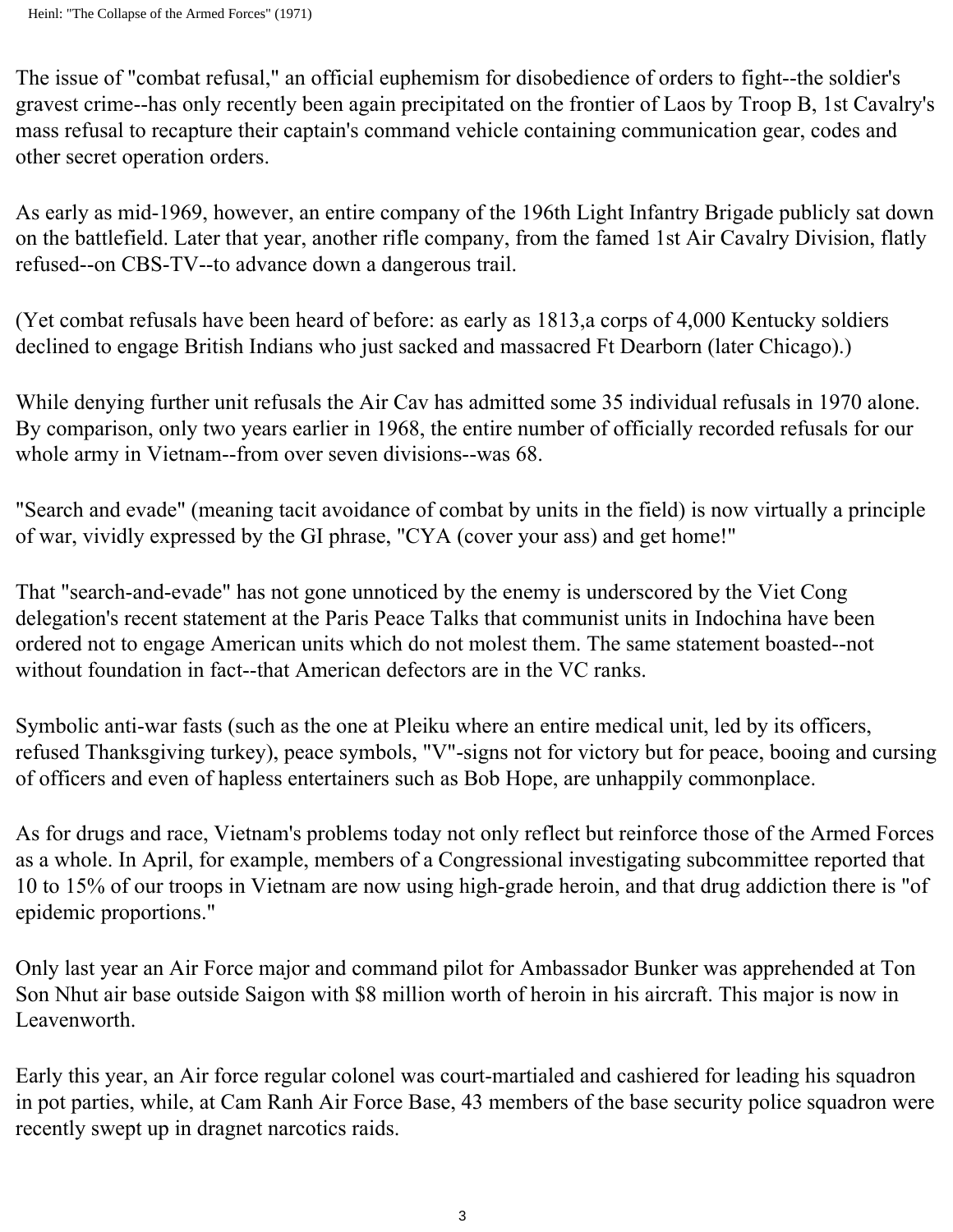The issue of "combat refusal," an official euphemism for disobedience of orders to fight--the soldier's gravest crime--has only recently been again precipitated on the frontier of Laos by Troop B, 1st Cavalry's mass refusal to recapture their captain's command vehicle containing communication gear, codes and other secret operation orders.

As early as mid-1969, however, an entire company of the 196th Light Infantry Brigade publicly sat down on the battlefield. Later that year, another rifle company, from the famed 1st Air Cavalry Division, flatly refused--on CBS-TV--to advance down a dangerous trail.

(Yet combat refusals have been heard of before: as early as 1813,a corps of 4,000 Kentucky soldiers declined to engage British Indians who just sacked and massacred Ft Dearborn (later Chicago).)

While denying further unit refusals the Air Cav has admitted some 35 individual refusals in 1970 alone. By comparison, only two years earlier in 1968, the entire number of officially recorded refusals for our whole army in Vietnam--from over seven divisions--was 68.

"Search and evade" (meaning tacit avoidance of combat by units in the field) is now virtually a principle of war, vividly expressed by the GI phrase, "CYA (cover your ass) and get home!"

That "search-and-evade" has not gone unnoticed by the enemy is underscored by the Viet Cong delegation's recent statement at the Paris Peace Talks that communist units in Indochina have been ordered not to engage American units which do not molest them. The same statement boasted--not without foundation in fact--that American defectors are in the VC ranks.

Symbolic anti-war fasts (such as the one at Pleiku where an entire medical unit, led by its officers, refused Thanksgiving turkey), peace symbols, "V"-signs not for victory but for peace, booing and cursing of officers and even of hapless entertainers such as Bob Hope, are unhappily commonplace.

As for drugs and race, Vietnam's problems today not only reflect but reinforce those of the Armed Forces as a whole. In April, for example, members of a Congressional investigating subcommittee reported that 10 to 15% of our troops in Vietnam are now using high-grade heroin, and that drug addiction there is "of epidemic proportions."

Only last year an Air Force major and command pilot for Ambassador Bunker was apprehended at Ton Son Nhut air base outside Saigon with $8 million worth of heroin in his aircraft. This major is now in Leavenworth.

Early this year, an Air force regular colonel was court-martialed and cashiered for leading his squadron in pot parties, while, at Cam Ranh Air Force Base, 43 members of the base security police squadron were recently swept up in dragnet narcotics raids.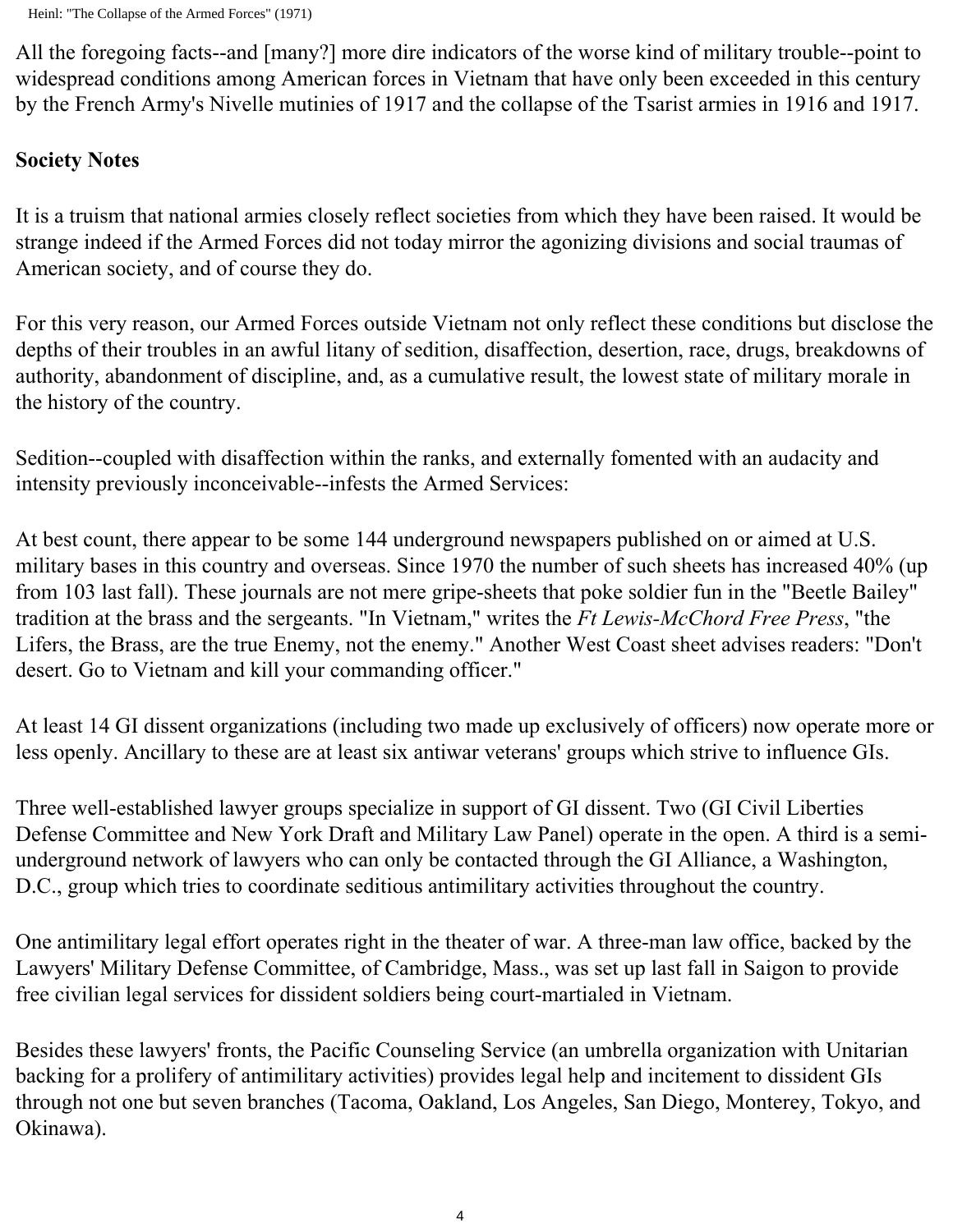All the foregoing facts--and [many?] more dire indicators of the worse kind of military trouble--point to widespread conditions among American forces in Vietnam that have only been exceeded in this century by the French Army's Nivelle mutinies of 1917 and the collapse of the Tsarist armies in 1916 and 1917.

**Society Notes**

It is a truism that national armies closely reflect societies from which they have been raised. It would be strange indeed if the Armed Forces did not today mirror the agonizing divisions and social traumas of American society, and of course they do.

For this very reason, our Armed Forces outside Vietnam not only reflect these conditions but disclose the depths of their troubles in an awful litany of sedition, disaffection, desertion, race, drugs, breakdowns of authority, abandonment of discipline, and, as a cumulative result, the lowest state of military morale in the history of the country.

Sedition--coupled with disaffection within the ranks, and externally fomented with an audacity and intensity previously inconceivable--infests the Armed Services:

At best count, there appear to be some 144 underground newspapers published on or aimed at U.S. military bases in this country and overseas. Since 1970 the number of such sheets has increased 40% (up from 103 last fall). These journals are not mere gripe-sheets that poke soldier fun in the "Beetle Bailey" tradition at the brass and the sergeants. "In Vietnam," writes the *Ft Lewis-McChord Free Press*, "the Lifers, the Brass, are the true Enemy, not the enemy." Another West Coast sheet advises readers: "Don't desert. Go to Vietnam and kill your commanding officer."

At least 14 GI dissent organizations (including two made up exclusively of officers) now operate more or less openly. Ancillary to these are at least six antiwar veterans' groups which strive to influence GIs.

Three well-established lawyer groups specialize in support of GI dissent. Two (GI Civil Liberties Defense Committee and New York Draft and Military Law Panel) operate in the open. A third is a semi-underground network of lawyers who can only be contacted through the GI Alliance, a Washington, D.C., group which tries to coordinate seditious antimilitary activities throughout the country.

One antimilitary legal effort operates right in the theater of war. A three-man law office, backed by the Lawyers' Military Defense Committee, of Cambridge, Mass., was set up last fall in Saigon to provide free civilian legal services for dissident soldiers being court-martialed in Vietnam.

Besides these lawyers' fronts, the Pacific Counseling Service (an umbrella organization with Unitarian backing for a prolifery of antimilitary activities) provides legal help and incitement to dissident GIs through not one but seven branches (Tacoma, Oakland, Los Angeles, San Diego, Monterey, Tokyo, and Okinawa).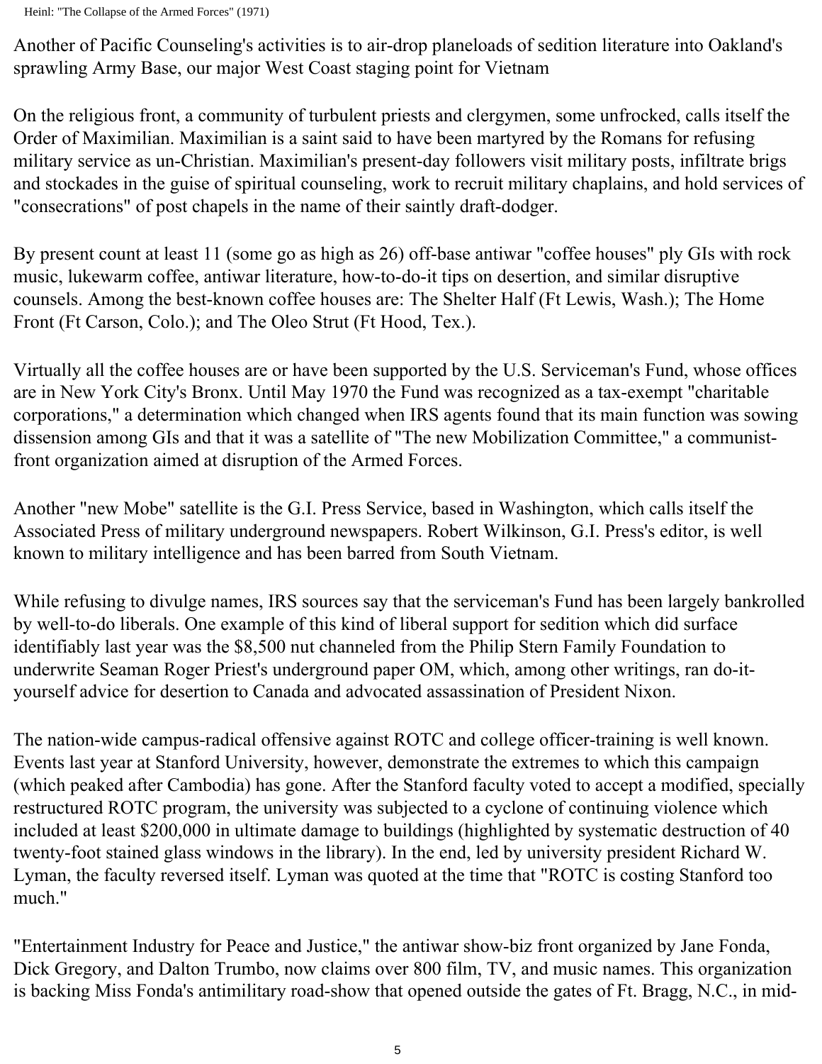Another of Pacific Counseling's activities is to air-drop planeloads of sedition literature into Oakland's sprawling Army Base, our major West Coast staging point for Vietnam

On the religious front, a community of turbulent priests and clergymen, some unfrocked, calls itself the Order of Maximilian. Maximilian is a saint said to have been martyred by the Romans for refusing military service as un-Christian. Maximilian's present-day followers visit military posts, infiltrate brigs and stockades in the guise of spiritual counseling, work to recruit military chaplains, and hold services of "consecrations" of post chapels in the name of their saintly draft-dodger.

By present count at least 11 (some go as high as 26) off-base antiwar "coffee houses" ply GIs with rock music, lukewarm coffee, antiwar literature, how-to-do-it tips on desertion, and similar disruptive counsels. Among the best-known coffee houses are: The Shelter Half (Ft Lewis, Wash.); The Home Front (Ft Carson, Colo.); and The Oleo Strut (Ft Hood, Tex.).

Virtually all the coffee houses are or have been supported by the U.S. Serviceman's Fund, whose offices are in New York City's Bronx. Until May 1970 the Fund was recognized as a tax-exempt "charitable corporations," a determination which changed when IRS agents found that its main function was sowing dissension among GIs and that it was a satellite of "The new Mobilization Committee," a communist-front organization aimed at disruption of the Armed Forces.

Another "new Mobe" satellite is the G.I. Press Service, based in Washington, which calls itself the Associated Press of military underground newspapers. Robert Wilkinson, G.I. Press's editor, is well known to military intelligence and has been barred from South Vietnam.

While refusing to divulge names, IRS sources say that the serviceman's Fund has been largely bankrolled by well-to-do liberals. One example of this kind of liberal support for sedition which did surface identifiably last year was the $8,500 nut channeled from the Philip Stern Family Foundation to underwrite Seaman Roger Priest's underground paper OM, which, among other writings, ran do-it-yourself advice for desertion to Canada and advocated assassination of President Nixon.

The nation-wide campus-radical offensive against ROTC and college officer-training is well known. Events last year at Stanford University, however, demonstrate the extremes to which this campaign (which peaked after Cambodia) has gone. After the Stanford faculty voted to accept a modified, specially restructured ROTC program, the university was subjected to a cyclone of continuing violence which included at least $200,000 in ultimate damage to buildings (highlighted by systematic destruction of 40 twenty-foot stained glass windows in the library). In the end, led by university president Richard W. Lyman, the faculty reversed itself. Lyman was quoted at the time that "ROTC is costing Stanford too much."

"Entertainment Industry for Peace and Justice," the antiwar show-biz front organized by Jane Fonda, Dick Gregory, and Dalton Trumbo, now claims over 800 film, TV, and music names. This organization is backing Miss Fonda's antimilitary road-show that opened outside the gates of Ft. Bragg, N.C., in mid-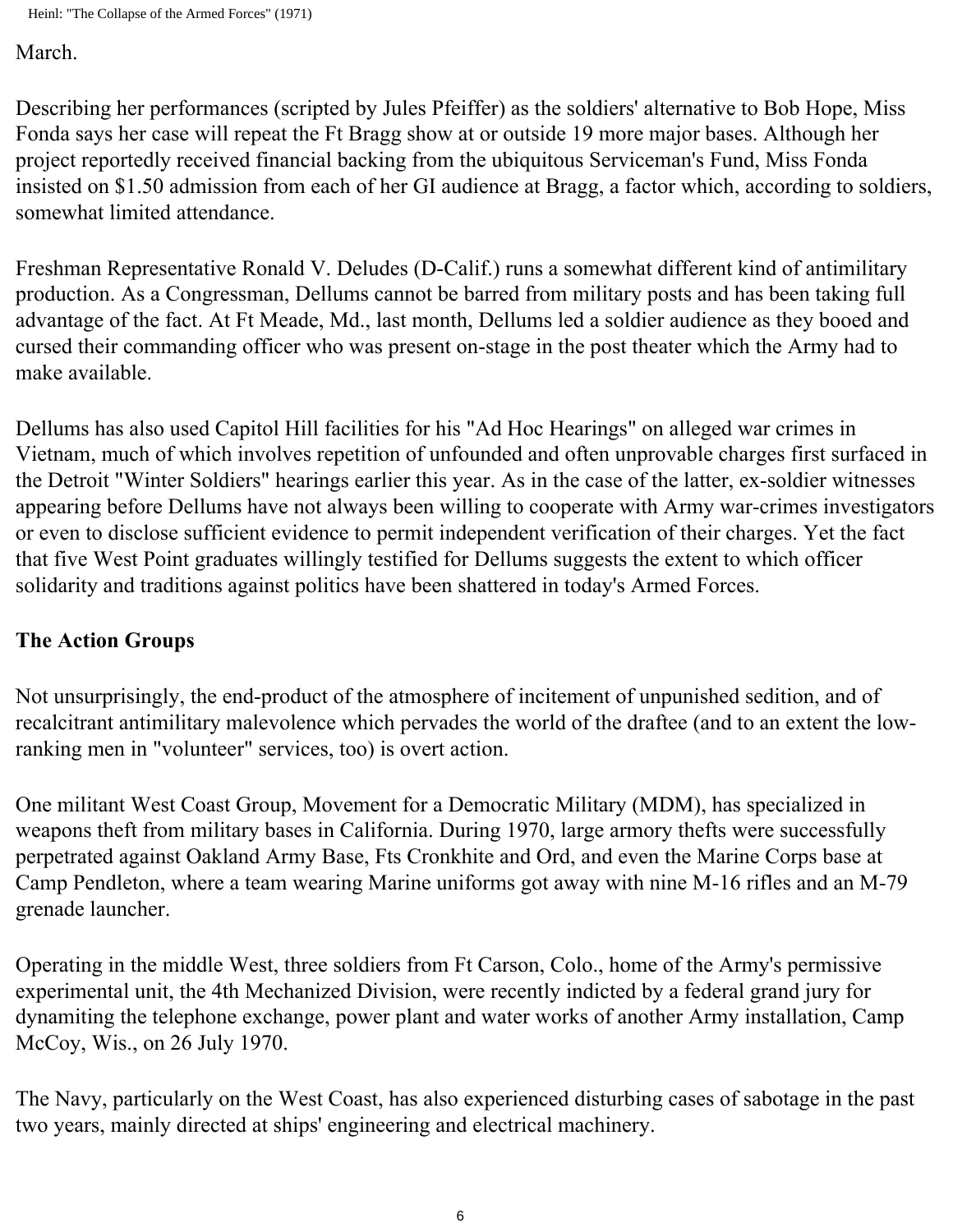March.

Describing her performances (scripted by Jules Pfeiffer) as the soldiers' alternative to Bob Hope, Miss Fonda says her case will repeat the Ft Bragg show at or outside 19 more major bases. Although her project reportedly received financial backing from the ubiquitous Serviceman's Fund, Miss Fonda insisted on $1.50 admission from each of her GI audience at Bragg, a factor which, according to soldiers, somewhat limited attendance.

Freshman Representative Ronald V. Deludes (D-Calif.) runs a somewhat different kind of antimilitary production. As a Congressman, Dellums cannot be barred from military posts and has been taking full advantage of the fact. At Ft Meade, Md., last month, Dellums led a soldier audience as they booed and cursed their commanding officer who was present on-stage in the post theater which the Army had to make available.

Dellums has also used Capitol Hill facilities for his "Ad Hoc Hearings" on alleged war crimes in Vietnam, much of which involves repetition of unfounded and often unprovable charges first surfaced in the Detroit "Winter Soldiers" hearings earlier this year. As in the case of the latter, ex-soldier witnesses appearing before Dellums have not always been willing to cooperate with Army war-crimes investigators or even to disclose sufficient evidence to permit independent verification of their charges. Yet the fact that five West Point graduates willingly testified for Dellums suggests the extent to which officer solidarity and traditions against politics have been shattered in today's Armed Forces.

## The Action Groups

Not unsurprisingly, the end-product of the atmosphere of incitement of unpunished sedition, and of recalcitrant antimilitary malevolence which pervades the world of the draftee (and to an extent the low-ranking men in "volunteer" services, too) is overt action.

One militant West Coast Group, Movement for a Democratic Military (MDM), has specialized in weapons theft from military bases in California. During 1970, large armory thefts were successfully perpetrated against Oakland Army Base, Fts Cronkhite and Ord, and even the Marine Corps base at Camp Pendleton, where a team wearing Marine uniforms got away with nine M-16 rifles and an M-79 grenade launcher.

Operating in the middle West, three soldiers from Ft Carson, Colo., home of the Army's permissive experimental unit, the 4th Mechanized Division, were recently indicted by a federal grand jury for dynamiting the telephone exchange, power plant and water works of another Army installation, Camp McCoy, Wis., on 26 July 1970.

The Navy, particularly on the West Coast, has also experienced disturbing cases of sabotage in the past two years, mainly directed at ships' engineering and electrical machinery.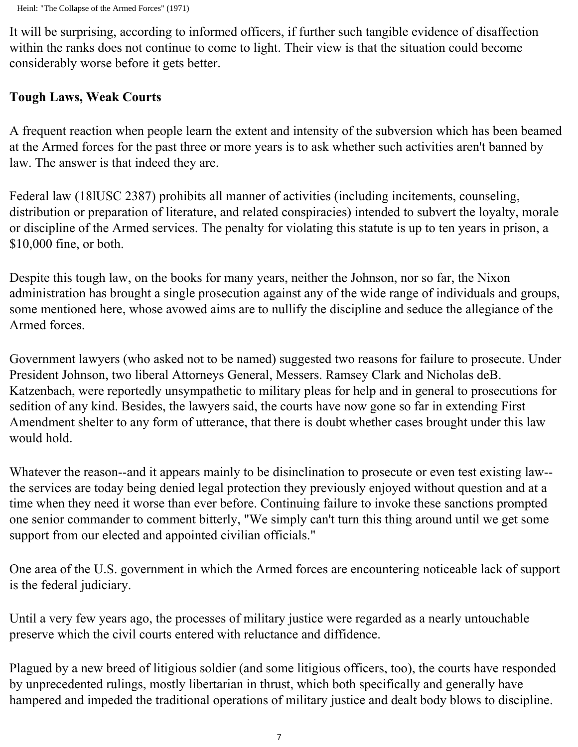It will be surprising, according to informed officers, if further such tangible evidence of disaffection within the ranks does not continue to come to light. Their view is that the situation could become considerably worse before it gets better.

**Tough Laws, Weak Courts**

A frequent reaction when people learn the extent and intensity of the subversion which has been beamed at the Armed forces for the past three or more years is to ask whether such activities aren't banned by law. The answer is that indeed they are.

Federal law (18lUSC 2387) prohibits all manner of activities (including incitements, counseling, distribution or preparation of literature, and related conspiracies) intended to subvert the loyalty, morale or discipline of the Armed services. The penalty for violating this statute is up to ten years in prison, a $10,000 fine, or both.

Despite this tough law, on the books for many years, neither the Johnson, nor so far, the Nixon administration has brought a single prosecution against any of the wide range of individuals and groups, some mentioned here, whose avowed aims are to nullify the discipline and seduce the allegiance of the Armed forces.

Government lawyers (who asked not to be named) suggested two reasons for failure to prosecute. Under President Johnson, two liberal Attorneys General, Messers. Ramsey Clark and Nicholas deB. Katzenbach, were reportedly unsympathetic to military pleas for help and in general to prosecutions for sedition of any kind. Besides, the lawyers said, the courts have now gone so far in extending First Amendment shelter to any form of utterance, that there is doubt whether cases brought under this law would hold.

Whatever the reason--and it appears mainly to be disinclination to prosecute or even test existing law--the services are today being denied legal protection they previously enjoyed without question and at a time when they need it worse than ever before. Continuing failure to invoke these sanctions prompted one senior commander to comment bitterly, "We simply can't turn this thing around until we get some support from our elected and appointed civilian officials."

One area of the U.S. government in which the Armed forces are encountering noticeable lack of support is the federal judiciary.

Until a very few years ago, the processes of military justice were regarded as a nearly untouchable preserve which the civil courts entered with reluctance and diffidence.

Plagued by a new breed of litigious soldier (and some litigious officers, too), the courts have responded by unprecedented rulings, mostly libertarian in thrust, which both specifically and generally have hampered and impeded the traditional operations of military justice and dealt body blows to discipline.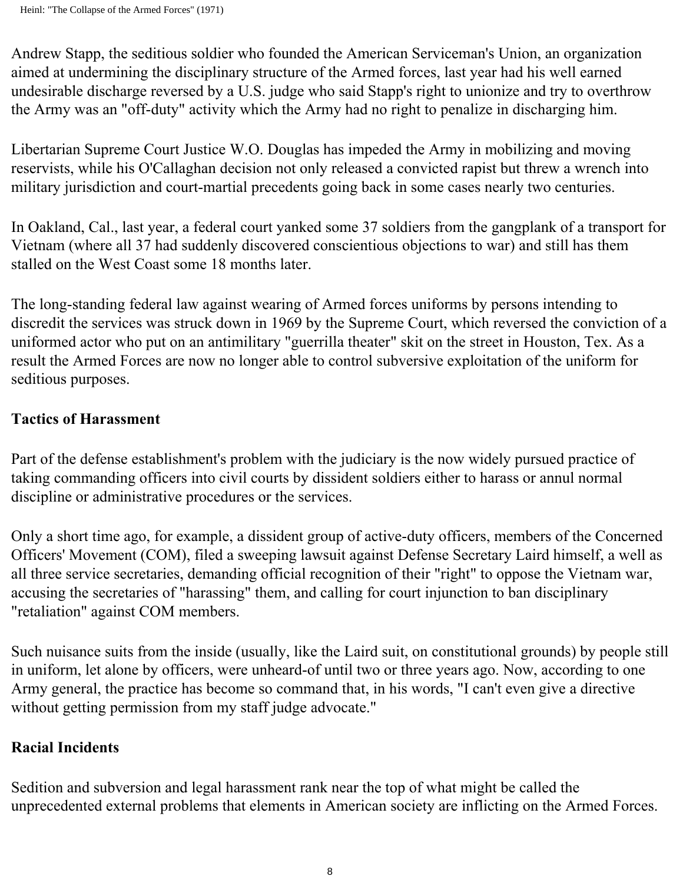Andrew Stapp, the seditious soldier who founded the American Serviceman's Union, an organization aimed at undermining the disciplinary structure of the Armed forces, last year had his well earned undesirable discharge reversed by a U.S. judge who said Stapp's right to unionize and try to overthrow the Army was an "off-duty" activity which the Army had no right to penalize in discharging him.

Libertarian Supreme Court Justice W.O. Douglas has impeded the Army in mobilizing and moving reservists, while his O'Callaghan decision not only released a convicted rapist but threw a wrench into military jurisdiction and court-martial precedents going back in some cases nearly two centuries.

In Oakland, Cal., last year, a federal court yanked some 37 soldiers from the gangplank of a transport for Vietnam (where all 37 had suddenly discovered conscientious objections to war) and still has them stalled on the West Coast some 18 months later.

The long-standing federal law against wearing of Armed forces uniforms by persons intending to discredit the services was struck down in 1969 by the Supreme Court, which reversed the conviction of a uniformed actor who put on an antimilitary "guerrilla theater" skit on the street in Houston, Tex. As a result the Armed Forces are now no longer able to control subversive exploitation of the uniform for seditious purposes.

## Tactics of Harassment

Part of the defense establishment's problem with the judiciary is the now widely pursued practice of taking commanding officers into civil courts by dissident soldiers either to harass or annul normal discipline or administrative procedures or the services.

Only a short time ago, for example, a dissident group of active-duty officers, members of the Concerned Officers' Movement (COM), filed a sweeping lawsuit against Defense Secretary Laird himself, a well as all three service secretaries, demanding official recognition of their "right" to oppose the Vietnam war, accusing the secretaries of "harassing" them, and calling for court injunction to ban disciplinary "retaliation" against COM members.

Such nuisance suits from the inside (usually, like the Laird suit, on constitutional grounds) by people still in uniform, let alone by officers, were unheard-of until two or three years ago. Now, according to one Army general, the practice has become so command that, in his words, "I can't even give a directive without getting permission from my staff judge advocate."

## Racial Incidents

Sedition and subversion and legal harassment rank near the top of what might be called the unprecedented external problems that elements in American society are inflicting on the Armed Forces.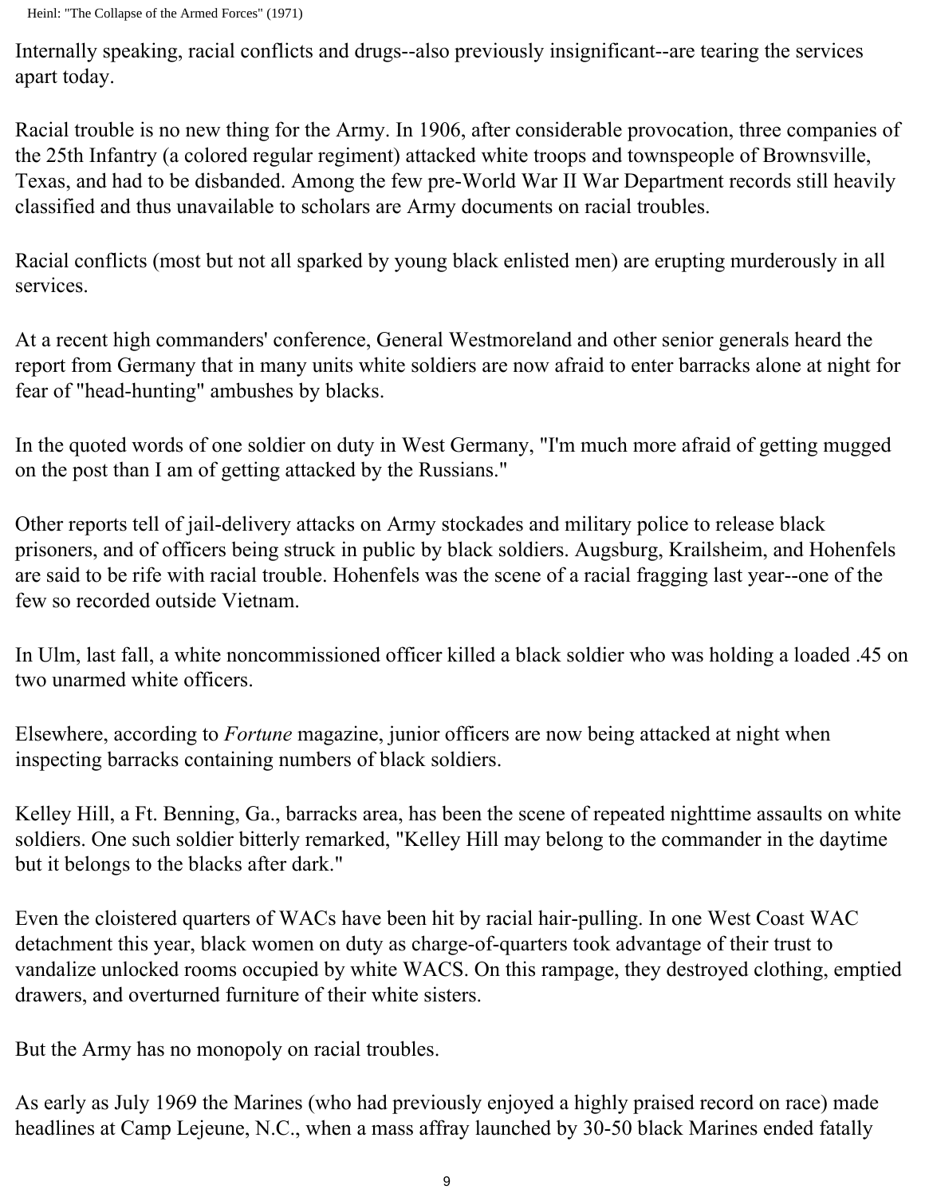Internally speaking, racial conflicts and drugs--also previously insignificant--are tearing the services apart today.

Racial trouble is no new thing for the Army. In 1906, after considerable provocation, three companies of the 25th Infantry (a colored regular regiment) attacked white troops and townspeople of Brownsville, Texas, and had to be disbanded. Among the few pre-World War II War Department records still heavily classified and thus unavailable to scholars are Army documents on racial troubles.

Racial conflicts (most but not all sparked by young black enlisted men) are erupting murderously in all services.

At a recent high commanders' conference, General Westmoreland and other senior generals heard the report from Germany that in many units white soldiers are now afraid to enter barracks alone at night for fear of "head-hunting" ambushes by blacks.

In the quoted words of one soldier on duty in West Germany, "I'm much more afraid of getting mugged on the post than I am of getting attacked by the Russians."

Other reports tell of jail-delivery attacks on Army stockades and military police to release black prisoners, and of officers being struck in public by black soldiers. Augsburg, Krailsheim, and Hohenfels are said to be rife with racial trouble. Hohenfels was the scene of a racial fragging last year--one of the few so recorded outside Vietnam.

In Ulm, last fall, a white noncommissioned officer killed a black soldier who was holding a loaded .45 on two unarmed white officers.

Elsewhere, according to *Fortune* magazine, junior officers are now being attacked at night when inspecting barracks containing numbers of black soldiers.

Kelley Hill, a Ft. Benning, Ga., barracks area, has been the scene of repeated nighttime assaults on white soldiers. One such soldier bitterly remarked, "Kelley Hill may belong to the commander in the daytime but it belongs to the blacks after dark."

Even the cloistered quarters of WACs have been hit by racial hair-pulling. In one West Coast WAC detachment this year, black women on duty as charge-of-quarters took advantage of their trust to vandalize unlocked rooms occupied by white WACS. On this rampage, they destroyed clothing, emptied drawers, and overturned furniture of their white sisters.

But the Army has no monopoly on racial troubles.

As early as July 1969 the Marines (who had previously enjoyed a highly praised record on race) made headlines at Camp Lejeune, N.C., when a mass affray launched by 30-50 black Marines ended fatally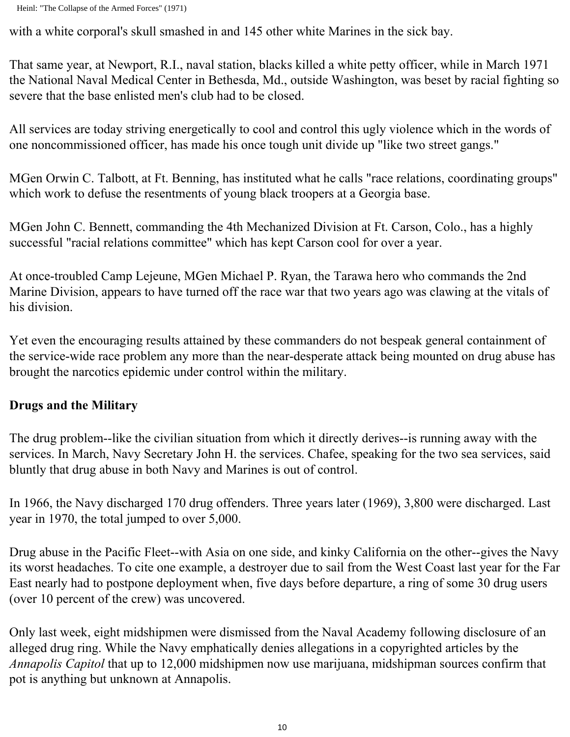with a white corporal's skull smashed in and 145 other white Marines in the sick bay.

That same year, at Newport, R.I., naval station, blacks killed a white petty officer, while in March 1971 the National Naval Medical Center in Bethesda, Md., outside Washington, was beset by racial fighting so severe that the base enlisted men's club had to be closed.

All services are today striving energetically to cool and control this ugly violence which in the words of one noncommissioned officer, has made his once tough unit divide up "like two street gangs."

MGen Orwin C. Talbott, at Ft. Benning, has instituted what he calls "race relations, coordinating groups" which work to defuse the resentments of young black troopers at a Georgia base.

MGen John C. Bennett, commanding the 4th Mechanized Division at Ft. Carson, Colo., has a highly successful "racial relations committee" which has kept Carson cool for over a year.

At once-troubled Camp Lejeune, MGen Michael P. Ryan, the Tarawa hero who commands the 2nd Marine Division, appears to have turned off the race war that two years ago was clawing at the vitals of his division.

Yet even the encouraging results attained by these commanders do not bespeak general containment of the service-wide race problem any more than the near-desperate attack being mounted on drug abuse has brought the narcotics epidemic under control within the military.

**Drugs and the Military**

The drug problem--like the civilian situation from which it directly derives--is running away with the services. In March, Navy Secretary John H. the services. Chafee, speaking for the two sea services, said bluntly that drug abuse in both Navy and Marines is out of control.

In 1966, the Navy discharged 170 drug offenders. Three years later (1969), 3,800 were discharged. Last year in 1970, the total jumped to over 5,000.

Drug abuse in the Pacific Fleet--with Asia on one side, and kinky California on the other--gives the Navy its worst headaches. To cite one example, a destroyer due to sail from the West Coast last year for the Far East nearly had to postpone deployment when, five days before departure, a ring of some 30 drug users (over 10 percent of the crew) was uncovered.

Only last week, eight midshipmen were dismissed from the Naval Academy following disclosure of an alleged drug ring. While the Navy emphatically denies allegations in a copyrighted articles by the *Annapolis Capitol* that up to 12,000 midshipmen now use marijuana, midshipman sources confirm that pot is anything but unknown at Annapolis.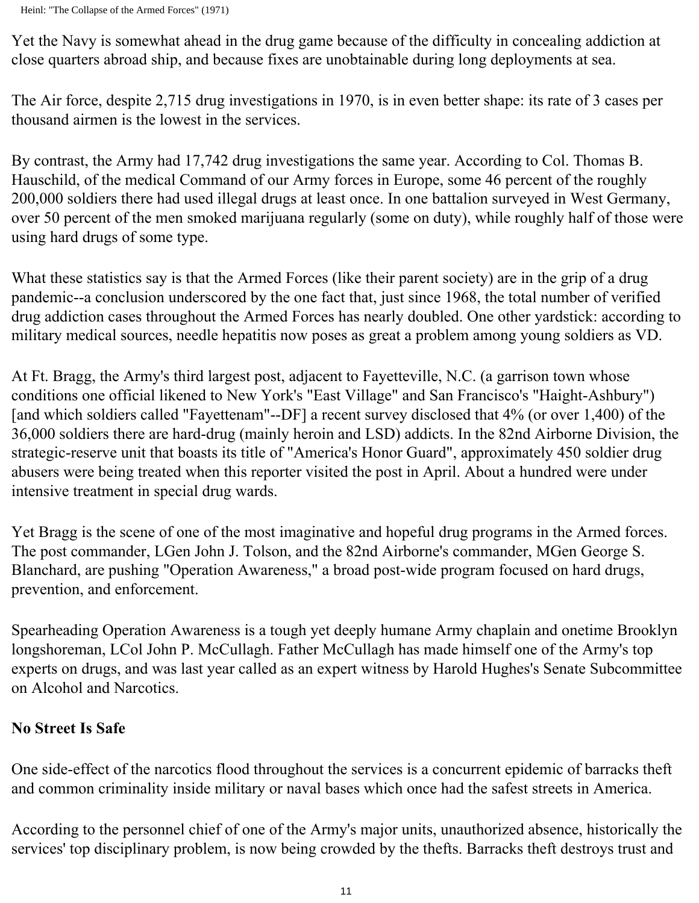Yet the Navy is somewhat ahead in the drug game because of the difficulty in concealing addiction at close quarters abroad ship, and because fixes are unobtainable during long deployments at sea.

The Air force, despite 2,715 drug investigations in 1970, is in even better shape: its rate of 3 cases per thousand airmen is the lowest in the services.

By contrast, the Army had 17,742 drug investigations the same year. According to Col. Thomas B. Hauschild, of the medical Command of our Army forces in Europe, some 46 percent of the roughly 200,000 soldiers there had used illegal drugs at least once. In one battalion surveyed in West Germany, over 50 percent of the men smoked marijuana regularly (some on duty), while roughly half of those were using hard drugs of some type.

What these statistics say is that the Armed Forces (like their parent society) are in the grip of a drug pandemic--a conclusion underscored by the one fact that, just since 1968, the total number of verified drug addiction cases throughout the Armed Forces has nearly doubled. One other yardstick: according to military medical sources, needle hepatitis now poses as great a problem among young soldiers as VD.

At Ft. Bragg, the Army's third largest post, adjacent to Fayetteville, N.C. (a garrison town whose conditions one official likened to New York's "East Village" and San Francisco's "Haight-Ashbury") [and which soldiers called "Fayettenam"--DF] a recent survey disclosed that 4% (or over 1,400) of the 36,000 soldiers there are hard-drug (mainly heroin and LSD) addicts. In the 82nd Airborne Division, the strategic-reserve unit that boasts its title of "America's Honor Guard", approximately 450 soldier drug abusers were being treated when this reporter visited the post in April. About a hundred were under intensive treatment in special drug wards.

Yet Bragg is the scene of one of the most imaginative and hopeful drug programs in the Armed forces. The post commander, LGen John J. Tolson, and the 82nd Airborne's commander, MGen George S. Blanchard, are pushing "Operation Awareness," a broad post-wide program focused on hard drugs, prevention, and enforcement.

Spearheading Operation Awareness is a tough yet deeply humane Army chaplain and onetime Brooklyn longshoreman, LCol John P. McCullagh. Father McCullagh has made himself one of the Army's top experts on drugs, and was last year called as an expert witness by Harold Hughes's Senate Subcommittee on Alcohol and Narcotics.

**No Street Is Safe**

One side-effect of the narcotics flood throughout the services is a concurrent epidemic of barracks theft and common criminality inside military or naval bases which once had the safest streets in America.

According to the personnel chief of one of the Army's major units, unauthorized absence, historically the services' top disciplinary problem, is now being crowded by the thefts. Barracks theft destroys trust and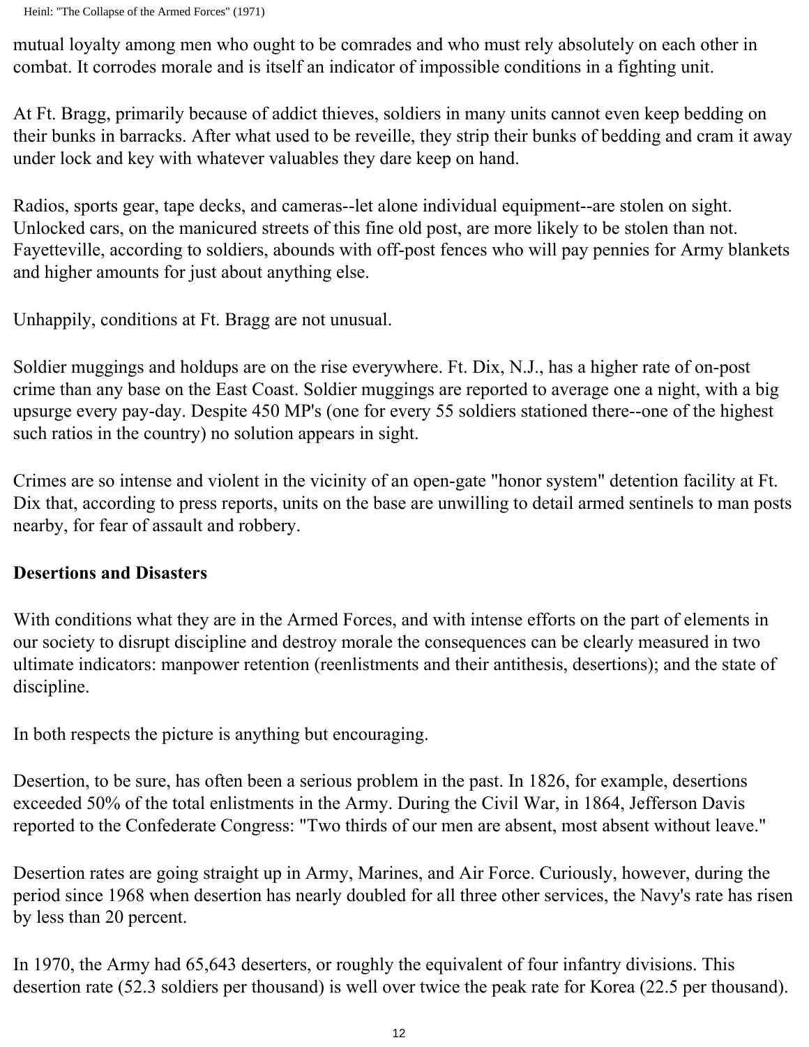mutual loyalty among men who ought to be comrades and who must rely absolutely on each other in combat. It corrodes morale and is itself an indicator of impossible conditions in a fighting unit.

At Ft. Bragg, primarily because of addict thieves, soldiers in many units cannot even keep bedding on their bunks in barracks. After what used to be reveille, they strip their bunks of bedding and cram it away under lock and key with whatever valuables they dare keep on hand.

Radios, sports gear, tape decks, and cameras--let alone individual equipment--are stolen on sight. Unlocked cars, on the manicured streets of this fine old post, are more likely to be stolen than not. Fayetteville, according to soldiers, abounds with off-post fences who will pay pennies for Army blankets and higher amounts for just about anything else.

Unhappily, conditions at Ft. Bragg are not unusual.

Soldier muggings and holdups are on the rise everywhere. Ft. Dix, N.J., has a higher rate of on-post crime than any base on the East Coast. Soldier muggings are reported to average one a night, with a big upsurge every pay-day. Despite 450 MP's (one for every 55 soldiers stationed there--one of the highest such ratios in the country) no solution appears in sight.

Crimes are so intense and violent in the vicinity of an open-gate "honor system" detention facility at Ft. Dix that, according to press reports, units on the base are unwilling to detail armed sentinels to man posts nearby, for fear of assault and robbery.

**Desertions and Disasters**

With conditions what they are in the Armed Forces, and with intense efforts on the part of elements in our society to disrupt discipline and destroy morale the consequences can be clearly measured in two ultimate indicators: manpower retention (reenlistments and their antithesis, desertions); and the state of discipline.

In both respects the picture is anything but encouraging.

Desertion, to be sure, has often been a serious problem in the past. In 1826, for example, desertions exceeded 50% of the total enlistments in the Army. During the Civil War, in 1864, Jefferson Davis reported to the Confederate Congress: "Two thirds of our men are absent, most absent without leave."

Desertion rates are going straight up in Army, Marines, and Air Force. Curiously, however, during the period since 1968 when desertion has nearly doubled for all three other services, the Navy's rate has risen by less than 20 percent.

In 1970, the Army had 65,643 deserters, or roughly the equivalent of four infantry divisions. This desertion rate (52.3 soldiers per thousand) is well over twice the peak rate for Korea (22.5 per thousand).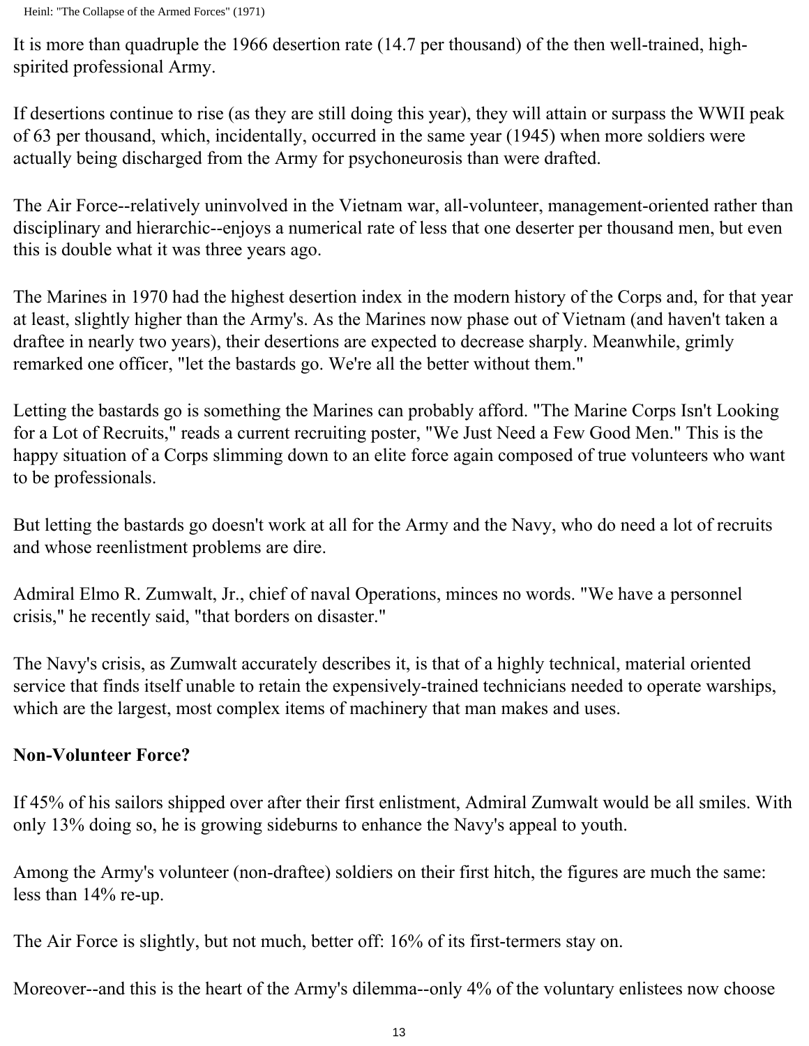It is more than quadruple the 1966 desertion rate (14.7 per thousand) of the then well-trained, high-spirited professional Army.

If desertions continue to rise (as they are still doing this year), they will attain or surpass the WWII peak of 63 per thousand, which, incidentally, occurred in the same year (1945) when more soldiers were actually being discharged from the Army for psychoneurosis than were drafted.

The Air Force--relatively uninvolved in the Vietnam war, all-volunteer, management-oriented rather than disciplinary and hierarchic--enjoys a numerical rate of less that one deserter per thousand men, but even this is double what it was three years ago.

The Marines in 1970 had the highest desertion index in the modern history of the Corps and, for that year at least, slightly higher than the Army's. As the Marines now phase out of Vietnam (and haven't taken a draftee in nearly two years), their desertions are expected to decrease sharply. Meanwhile, grimly remarked one officer, "let the bastards go. We're all the better without them."

Letting the bastards go is something the Marines can probably afford. "The Marine Corps Isn't Looking for a Lot of Recruits," reads a current recruiting poster, "We Just Need a Few Good Men." This is the happy situation of a Corps slimming down to an elite force again composed of true volunteers who want to be professionals.

But letting the bastards go doesn't work at all for the Army and the Navy, who do need a lot of recruits and whose reenlistment problems are dire.

Admiral Elmo R. Zumwalt, Jr., chief of naval Operations, minces no words. "We have a personnel crisis," he recently said, "that borders on disaster."

The Navy's crisis, as Zumwalt accurately describes it, is that of a highly technical, material oriented service that finds itself unable to retain the expensively-trained technicians needed to operate warships, which are the largest, most complex items of machinery that man makes and uses.

**Non-Volunteer Force?**

If 45% of his sailors shipped over after their first enlistment, Admiral Zumwalt would be all smiles. With only 13% doing so, he is growing sideburns to enhance the Navy's appeal to youth.

Among the Army's volunteer (non-draftee) soldiers on their first hitch, the figures are much the same: less than 14% re-up.

The Air Force is slightly, but not much, better off: 16% of its first-termers stay on.

Moreover--and this is the heart of the Army's dilemma--only 4% of the voluntary enlistees now choose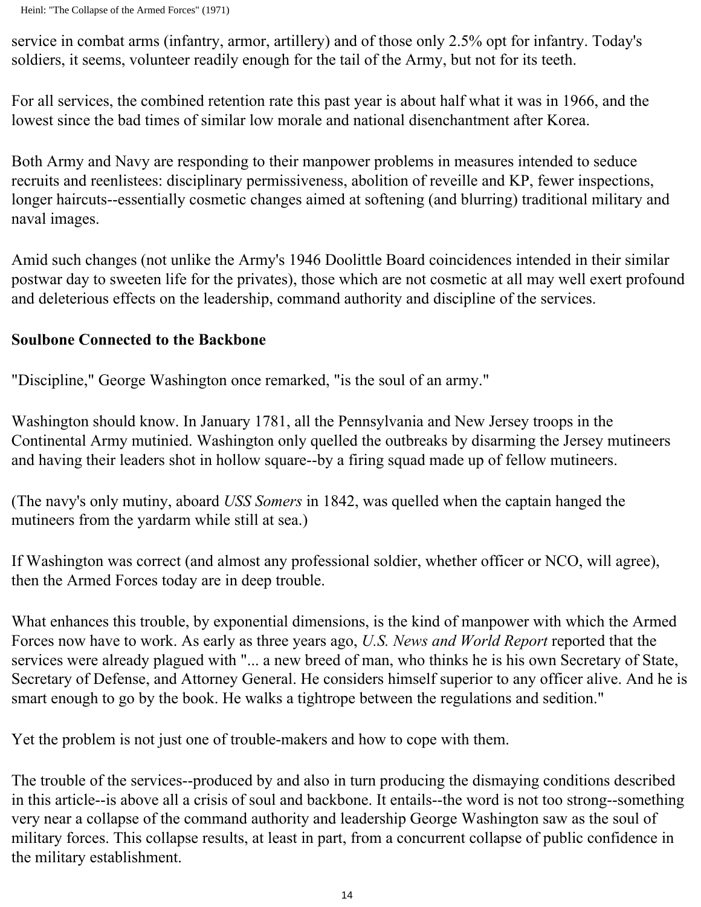service in combat arms (infantry, armor, artillery) and of those only 2.5% opt for infantry. Today's soldiers, it seems, volunteer readily enough for the tail of the Army, but not for its teeth.

For all services, the combined retention rate this past year is about half what it was in 1966, and the lowest since the bad times of similar low morale and national disenchantment after Korea.

Both Army and Navy are responding to their manpower problems in measures intended to seduce recruits and reenlistees: disciplinary permissiveness, abolition of reveille and KP, fewer inspections, longer haircuts--essentially cosmetic changes aimed at softening (and blurring) traditional military and naval images.

Amid such changes (not unlike the Army's 1946 Doolittle Board coincidences intended in their similar postwar day to sweeten life for the privates), those which are not cosmetic at all may well exert profound and deleterious effects on the leadership, command authority and discipline of the services.

**Soulbone Connected to the Backbone**

"Discipline," George Washington once remarked, "is the soul of an army."

Washington should know. In January 1781, all the Pennsylvania and New Jersey troops in the Continental Army mutinied. Washington only quelled the outbreaks by disarming the Jersey mutineers and having their leaders shot in hollow square--by a firing squad made up of fellow mutineers.

(The navy's only mutiny, aboard *USS Somers* in 1842, was quelled when the captain hanged the mutineers from the yardarm while still at sea.)

If Washington was correct (and almost any professional soldier, whether officer or NCO, will agree), then the Armed Forces today are in deep trouble.

What enhances this trouble, by exponential dimensions, is the kind of manpower with which the Armed Forces now have to work. As early as three years ago, *U.S. News and World Report* reported that the services were already plagued with "... a new breed of man, who thinks he is his own Secretary of State, Secretary of Defense, and Attorney General. He considers himself superior to any officer alive. And he is smart enough to go by the book. He walks a tightrope between the regulations and sedition."

Yet the problem is not just one of trouble-makers and how to cope with them.

The trouble of the services--produced by and also in turn producing the dismaying conditions described in this article--is above all a crisis of soul and backbone. It entails--the word is not too strong--something very near a collapse of the command authority and leadership George Washington saw as the soul of military forces. This collapse results, at least in part, from a concurrent collapse of public confidence in the military establishment.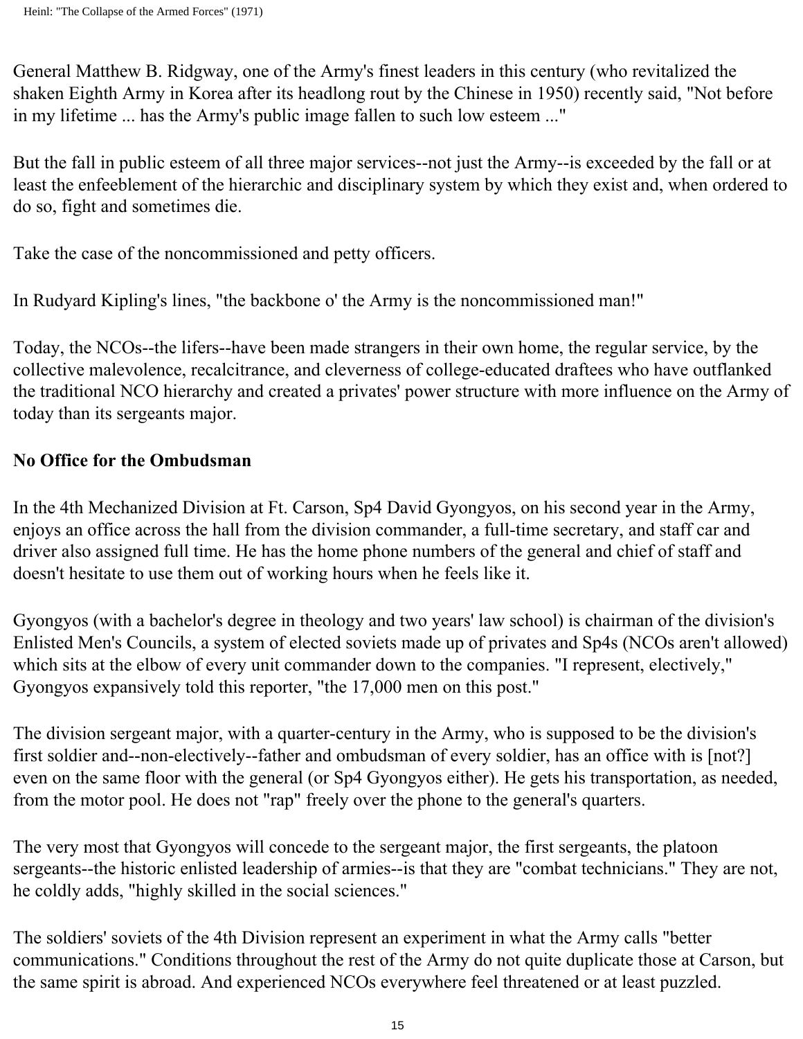General Matthew B. Ridgway, one of the Army's finest leaders in this century (who revitalized the shaken Eighth Army in Korea after its headlong rout by the Chinese in 1950) recently said, "Not before in my lifetime ... has the Army's public image fallen to such low esteem ..."

But the fall in public esteem of all three major services--not just the Army--is exceeded by the fall or at least the enfeeblement of the hierarchic and disciplinary system by which they exist and, when ordered to do so, fight and sometimes die.

Take the case of the noncommissioned and petty officers.

In Rudyard Kipling's lines, "the backbone o' the Army is the noncommissioned man!"

Today, the NCOs--the lifers--have been made strangers in their own home, the regular service, by the collective malevolence, recalcitrance, and cleverness of college-educated draftees who have outflanked the traditional NCO hierarchy and created a privates' power structure with more influence on the Army of today than its sergeants major.

**No Office for the Ombudsman**

In the 4th Mechanized Division at Ft. Carson, Sp4 David Gyongyos, on his second year in the Army, enjoys an office across the hall from the division commander, a full-time secretary, and staff car and driver also assigned full time. He has the home phone numbers of the general and chief of staff and doesn't hesitate to use them out of working hours when he feels like it.

Gyongyos (with a bachelor's degree in theology and two years' law school) is chairman of the division's Enlisted Men's Councils, a system of elected soviets made up of privates and Sp4s (NCOs aren't allowed) which sits at the elbow of every unit commander down to the companies. "I represent, electively," Gyongyos expansively told this reporter, "the 17,000 men on this post."

The division sergeant major, with a quarter-century in the Army, who is supposed to be the division's first soldier and--non-electively--father and ombudsman of every soldier, has an office with is [not?] even on the same floor with the general (or Sp4 Gyongyos either). He gets his transportation, as needed, from the motor pool. He does not "rap" freely over the phone to the general's quarters.

The very most that Gyongyos will concede to the sergeant major, the first sergeants, the platoon sergeants--the historic enlisted leadership of armies--is that they are "combat technicians." They are not, he coldly adds, "highly skilled in the social sciences."

The soldiers' soviets of the 4th Division represent an experiment in what the Army calls "better communications." Conditions throughout the rest of the Army do not quite duplicate those at Carson, but the same spirit is abroad. And experienced NCOs everywhere feel threatened or at least puzzled.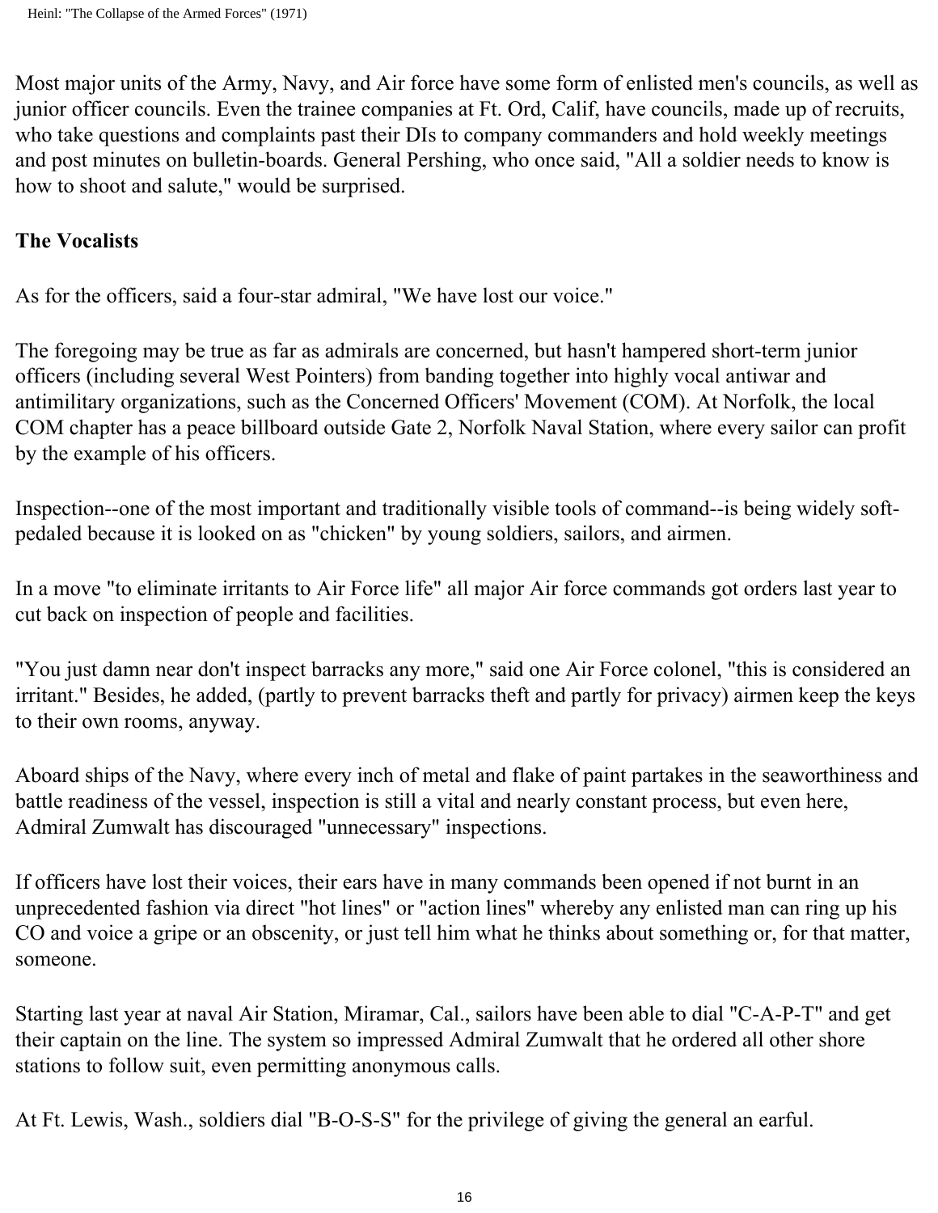Most major units of the Army, Navy, and Air force have some form of enlisted men's councils, as well as junior officer councils. Even the trainee companies at Ft. Ord, Calif, have councils, made up of recruits, who take questions and complaints past their DIs to company commanders and hold weekly meetings and post minutes on bulletin-boards. General Pershing, who once said, "All a soldier needs to know is how to shoot and salute," would be surprised.

**The Vocalists**

As for the officers, said a four-star admiral, "We have lost our voice."

The foregoing may be true as far as admirals are concerned, but hasn't hampered short-term junior officers (including several West Pointers) from banding together into highly vocal antiwar and antimilitary organizations, such as the Concerned Officers' Movement (COM). At Norfolk, the local COM chapter has a peace billboard outside Gate 2, Norfolk Naval Station, where every sailor can profit by the example of his officers.

Inspection--one of the most important and traditionally visible tools of command--is being widely soft-pedaled because it is looked on as "chicken" by young soldiers, sailors, and airmen.

In a move "to eliminate irritants to Air Force life" all major Air force commands got orders last year to cut back on inspection of people and facilities.

"You just damn near don't inspect barracks any more," said one Air Force colonel, "this is considered an irritant." Besides, he added, (partly to prevent barracks theft and partly for privacy) airmen keep the keys to their own rooms, anyway.

Aboard ships of the Navy, where every inch of metal and flake of paint partakes in the seaworthiness and battle readiness of the vessel, inspection is still a vital and nearly constant process, but even here, Admiral Zumwalt has discouraged "unnecessary" inspections.

If officers have lost their voices, their ears have in many commands been opened if not burnt in an unprecedented fashion via direct "hot lines" or "action lines" whereby any enlisted man can ring up his CO and voice a gripe or an obscenity, or just tell him what he thinks about something or, for that matter, someone.

Starting last year at naval Air Station, Miramar, Cal., sailors have been able to dial "C-A-P-T" and get their captain on the line. The system so impressed Admiral Zumwalt that he ordered all other shore stations to follow suit, even permitting anonymous calls.

At Ft. Lewis, Wash., soldiers dial "B-O-S-S" for the privilege of giving the general an earful.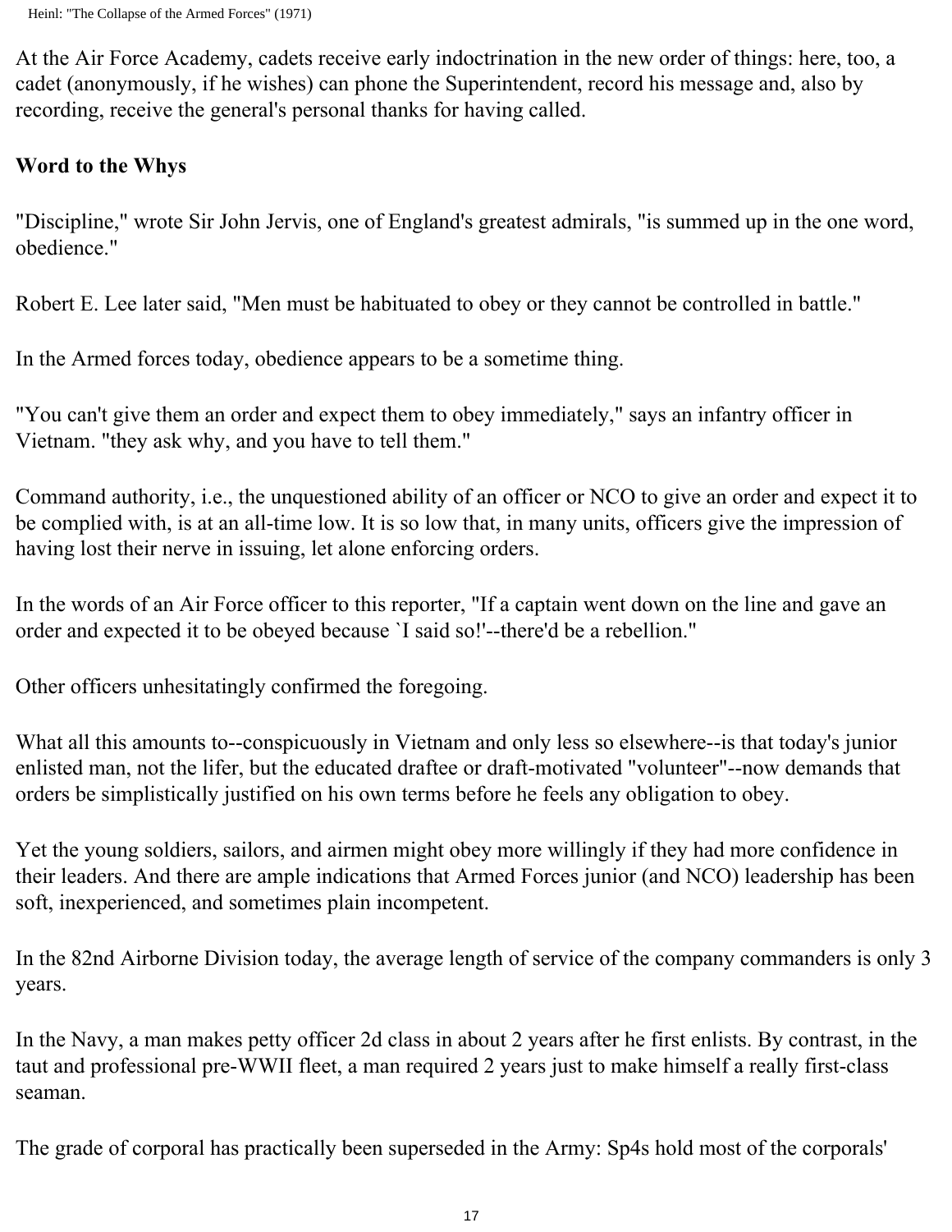At the Air Force Academy, cadets receive early indoctrination in the new order of things: here, too, a cadet (anonymously, if he wishes) can phone the Superintendent, record his message and, also by recording, receive the general's personal thanks for having called.

## Word to the Whys

"Discipline," wrote Sir John Jervis, one of England's greatest admirals, "is summed up in the one word, obedience."

Robert E. Lee later said, "Men must be habituated to obey or they cannot be controlled in battle."

In the Armed forces today, obedience appears to be a sometime thing.

"You can't give them an order and expect them to obey immediately," says an infantry officer in Vietnam. "they ask why, and you have to tell them."

Command authority, i.e., the unquestioned ability of an officer or NCO to give an order and expect it to be complied with, is at an all-time low. It is so low that, in many units, officers give the impression of having lost their nerve in issuing, let alone enforcing orders.

In the words of an Air Force officer to this reporter, "If a captain went down on the line and gave an order and expected it to be obeyed because `I said so!'--there'd be a rebellion."

Other officers unhesitatingly confirmed the foregoing.

What all this amounts to--conspicuously in Vietnam and only less so elsewhere--is that today's junior enlisted man, not the lifer, but the educated draftee or draft-motivated "volunteer"--now demands that orders be simplistically justified on his own terms before he feels any obligation to obey.

Yet the young soldiers, sailors, and airmen might obey more willingly if they had more confidence in their leaders. And there are ample indications that Armed Forces junior (and NCO) leadership has been soft, inexperienced, and sometimes plain incompetent.

In the 82nd Airborne Division today, the average length of service of the company commanders is only 3 years.

In the Navy, a man makes petty officer 2d class in about 2 years after he first enlists. By contrast, in the taut and professional pre-WWII fleet, a man required 2 years just to make himself a really first-class seaman.

The grade of corporal has practically been superseded in the Army: Sp4s hold most of the corporals'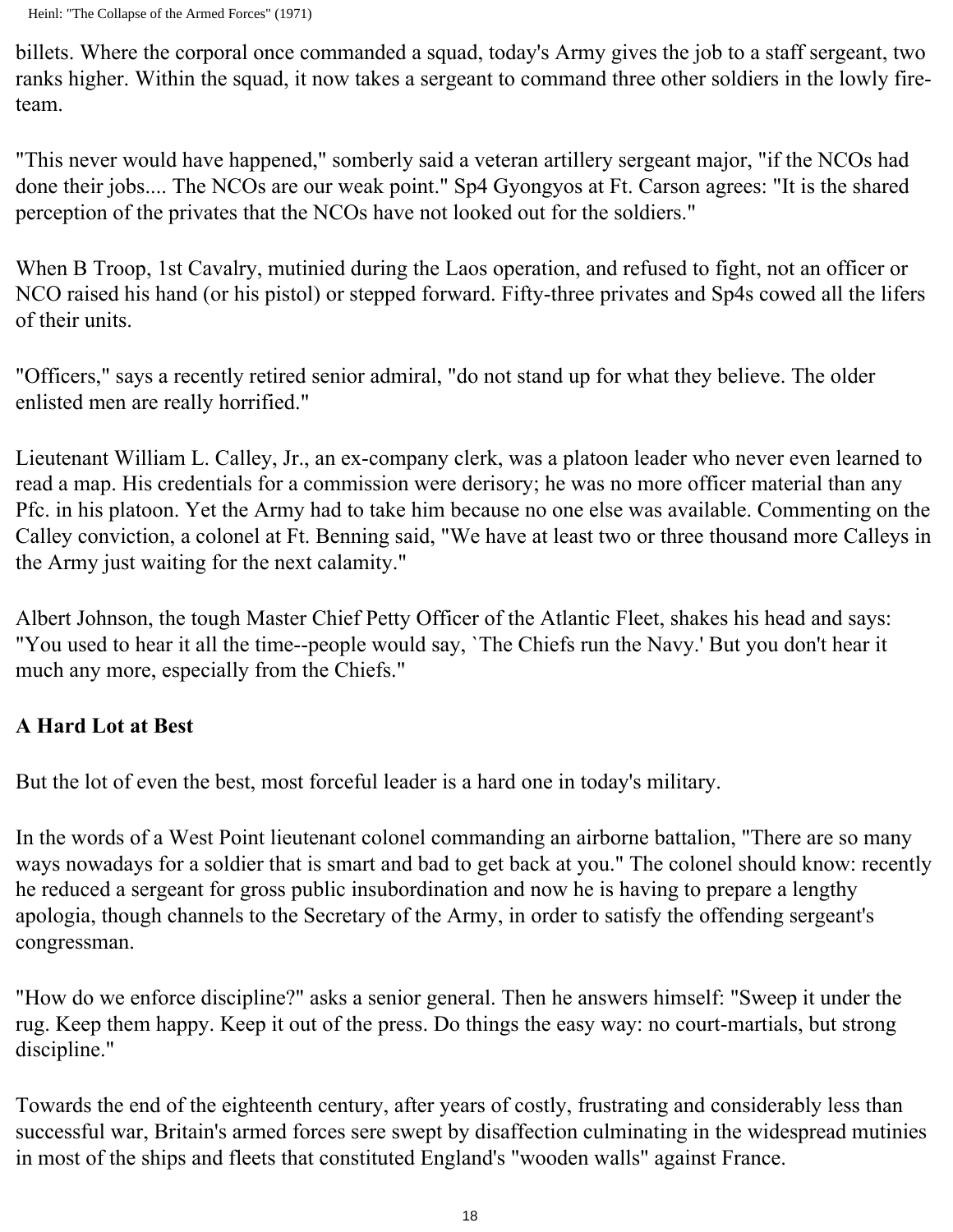billets. Where the corporal once commanded a squad, today's Army gives the job to a staff sergeant, two ranks higher. Within the squad, it now takes a sergeant to command three other soldiers in the lowly fire-team.

"This never would have happened," somberly said a veteran artillery sergeant major, "if the NCOs had done their jobs.... The NCOs are our weak point." Sp4 Gyongyos at Ft. Carson agrees: "It is the shared perception of the privates that the NCOs have not looked out for the soldiers."

When B Troop, 1st Cavalry, mutinied during the Laos operation, and refused to fight, not an officer or NCO raised his hand (or his pistol) or stepped forward. Fifty-three privates and Sp4s cowed all the lifers of their units.

"Officers," says a recently retired senior admiral, "do not stand up for what they believe. The older enlisted men are really horrified."

Lieutenant William L. Calley, Jr., an ex-company clerk, was a platoon leader who never even learned to read a map. His credentials for a commission were derisory; he was no more officer material than any Pfc. in his platoon. Yet the Army had to take him because no one else was available. Commenting on the Calley conviction, a colonel at Ft. Benning said, "We have at least two or three thousand more Calleys in the Army just waiting for the next calamity."

Albert Johnson, the tough Master Chief Petty Officer of the Atlantic Fleet, shakes his head and says: "You used to hear it all the time--people would say, `The Chiefs run the Navy.' But you don't hear it much any more, especially from the Chiefs."

**A Hard Lot at Best**

But the lot of even the best, most forceful leader is a hard one in today's military.

In the words of a West Point lieutenant colonel commanding an airborne battalion, "There are so many ways nowadays for a soldier that is smart and bad to get back at you." The colonel should know: recently he reduced a sergeant for gross public insubordination and now he is having to prepare a lengthy apologia, though channels to the Secretary of the Army, in order to satisfy the offending sergeant's congressman.

"How do we enforce discipline?" asks a senior general. Then he answers himself: "Sweep it under the rug. Keep them happy. Keep it out of the press. Do things the easy way: no court-martials, but strong discipline."

Towards the end of the eighteenth century, after years of costly, frustrating and considerably less than successful war, Britain's armed forces sere swept by disaffection culminating in the widespread mutinies in most of the ships and fleets that constituted England's "wooden walls" against France.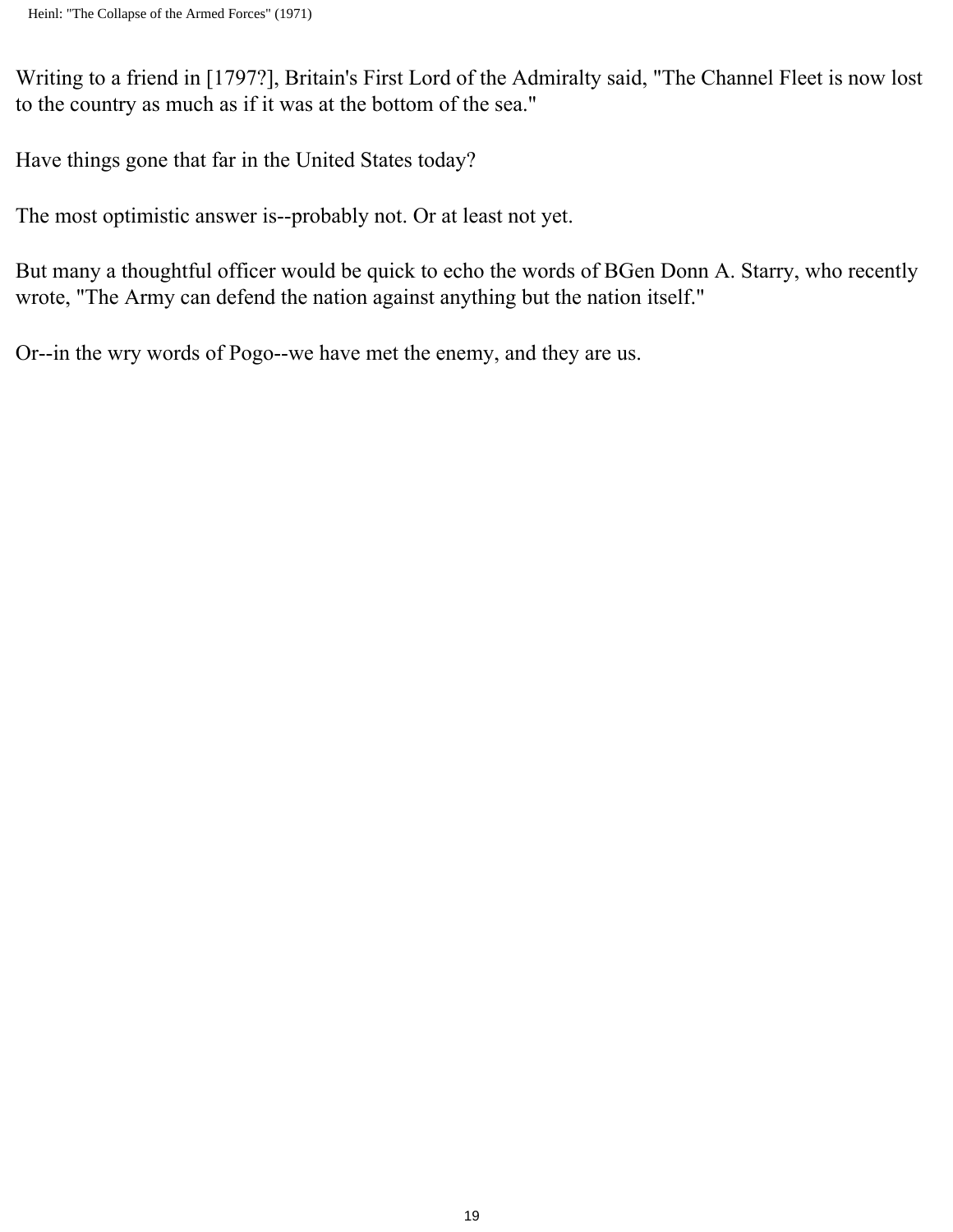Writing to a friend in [1797?], Britain's First Lord of the Admiralty said, "The Channel Fleet is now lost to the country as much as if it was at the bottom of the sea."

Have things gone that far in the United States today?

The most optimistic answer is--probably not. Or at least not yet.

But many a thoughtful officer would be quick to echo the words of BGen Donn A. Starry, who recently wrote, "The Army can defend the nation against anything but the nation itself."

Or--in the wry words of Pogo--we have met the enemy, and they are us.